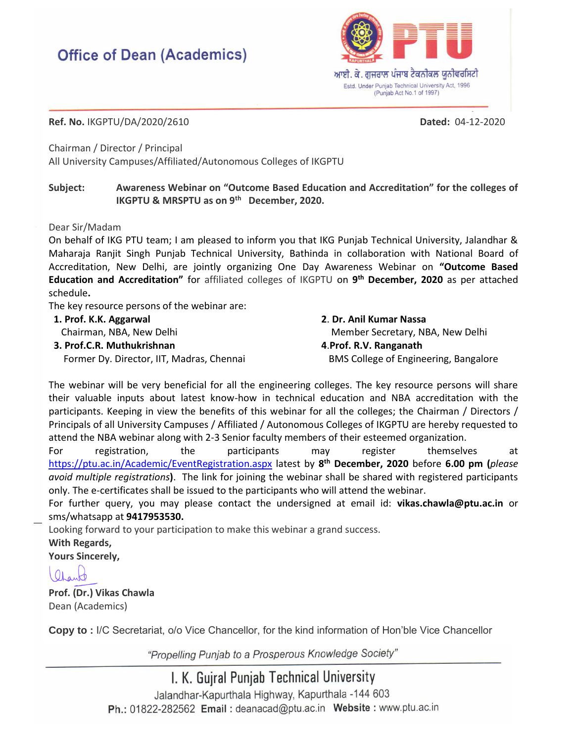# Office of Dean (Academics)

**PTU**

आई. के. गुजराल पंजाब टैकनीकल युनीवर्सिटी

Estd. Under Punjab Technical University Act, 1996 (Punjab Act No.1 of 1997)

**Ref. No.** IKGPTU/DA/2020/2610 **Dated:** 04-12-2020

Chairman / Director / Principal
All University Campuses/Affiliated/Autonomous Colleges of IKGPTU

**Subject:** **Awareness Webinar on "Outcome Based Education and Accreditation" for the colleges of IKGPTU & MRSPTU as on 9th December, 2020.**

Dear Sir/Madam

On behalf of IKG PTU team; I am pleased to inform you that IKG Punjab Technical University, Jalandhar & Maharaja Ranjit Singh Punjab Technical University, Bathinda in collaboration with National Board of Accreditation, New Delhi, are jointly organizing One Day Awareness Webinar on **"Outcome Based Education and Accreditation"** for affiliated colleges of IKGPTU on **9th December, 2020** as per attached schedule**.**

The key resource persons of the webinar are:

1. **Prof. K.K. Aggarwal**
   Chairman, NBA, New Delhi
2. **Dr. Anil Kumar Nassa**
   Member Secretary, NBA, New Delhi
3. **Prof.C.R. Muthukrishnan**
   Former Dy. Director, IIT, Madras, Chennai
4. **Prof. R.V. Ranganath**
   BMS College of Engineering, Bangalore

The webinar will be very beneficial for all the engineering colleges. The key resource persons will share their valuable inputs about latest know-how in technical education and NBA accreditation with the participants. Keeping in view the benefits of this webinar for all the colleges; the Chairman / Directors / Principals of all University Campuses / Affiliated / Autonomous Colleges of IKGPTU are hereby requested to attend the NBA webinar along with 2-3 Senior faculty members of their esteemed organization.

For registration, the participants may register themselves at https://ptu.ac.in/Academic/EventRegistration.aspx latest by **8th December, 2020** before **6.00 pm (***please avoid multiple registrations***)**. The link for joining the webinar shall be shared with registered participants only. The e-certificates shall be issued to the participants who will attend the webinar.

For further query, you may please contact the undersigned at email id: **vikas.chawla@ptu.ac.in** or sms/whatsapp at **9417953530.**

Looking forward to your participation to make this webinar a grand success.

**With Regards,**

**Yours Sincerely,**

**Prof. (Dr.) Vikas Chawla**
Dean (Academics)

**Copy to :** I/C Secretariat, o/o Vice Chancellor, for the kind information of Hon'ble Vice Chancellor

*"Propelling Punjab to a Prosperous Knowledge Society"*

I. K. Gujral Punjab Technical University
Jalandhar-Kapurthala Highway, Kapurthala -144 603
**Ph.:** 01822-282562 **Email :** deanacad@ptu.ac.in **Website :** www.ptu.ac.in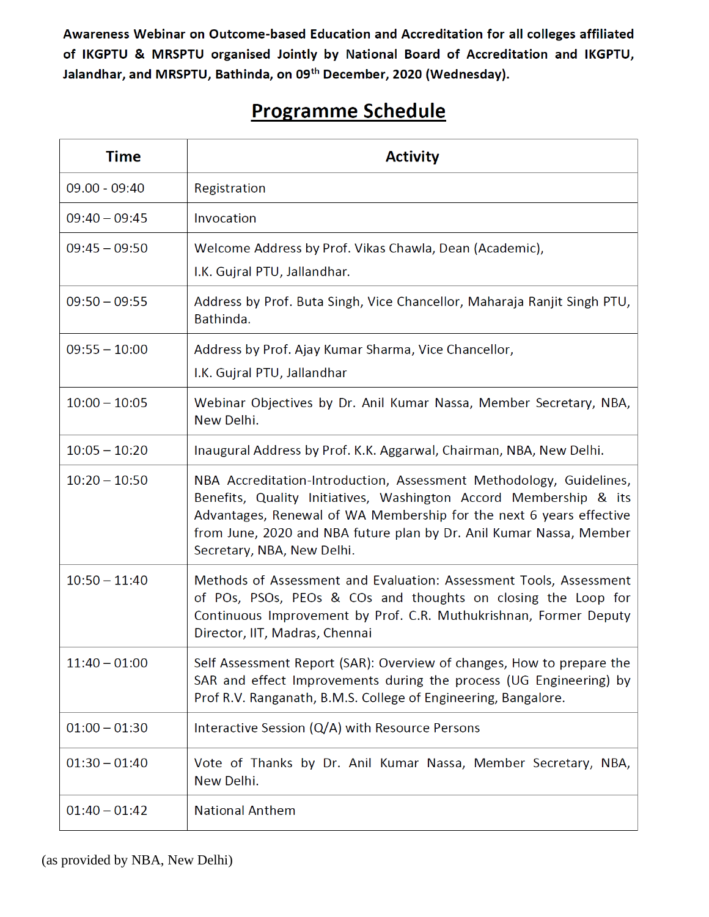**Awareness Webinar on Outcome-based Education and Accreditation for all colleges affiliated of IKGPTU & MRSPTU organised Jointly by National Board of Accreditation and IKGPTU, Jalandhar, and MRSPTU, Bathinda, on 09th December, 2020 (Wednesday).**

# Programme Schedule

| Time | Activity |
|---|---|
| 09.00 - 09:40 | Registration |
| 09:40 – 09:45 | Invocation |
| 09:45 – 09:50 | Welcome Address by Prof. Vikas Chawla, Dean (Academic), I.K. Gujral PTU, Jallandhar. |
| 09:50 – 09:55 | Address by Prof. Buta Singh, Vice Chancellor, Maharaja Ranjit Singh PTU, Bathinda. |
| 09:55 – 10:00 | Address by Prof. Ajay Kumar Sharma, Vice Chancellor, I.K. Gujral PTU, Jallandhar |
| 10:00 – 10:05 | Webinar Objectives by Dr. Anil Kumar Nassa, Member Secretary, NBA, New Delhi. |
| 10:05 – 10:20 | Inaugural Address by Prof. K.K. Aggarwal, Chairman, NBA, New Delhi. |
| 10:20 – 10:50 | NBA Accreditation-Introduction, Assessment Methodology, Guidelines, Benefits, Quality Initiatives, Washington Accord Membership & its Advantages, Renewal of WA Membership for the next 6 years effective from June, 2020 and NBA future plan by Dr. Anil Kumar Nassa, Member Secretary, NBA, New Delhi. |
| 10:50 – 11:40 | Methods of Assessment and Evaluation: Assessment Tools, Assessment of POs, PSOs, PEOs & COs and thoughts on closing the Loop for Continuous Improvement by Prof. C.R. Muthukrishnan, Former Deputy Director, IIT, Madras, Chennai |
| 11:40 – 01:00 | Self Assessment Report (SAR): Overview of changes, How to prepare the SAR and effect Improvements during the process (UG Engineering) by Prof R.V. Ranganath, B.M.S. College of Engineering, Bangalore. |
| 01:00 – 01:30 | Interactive Session (Q/A) with Resource Persons |
| 01:30 – 01:40 | Vote of Thanks by Dr. Anil Kumar Nassa, Member Secretary, NBA, New Delhi. |
| 01:40 – 01:42 | National Anthem |

(as provided by NBA, New Delhi)